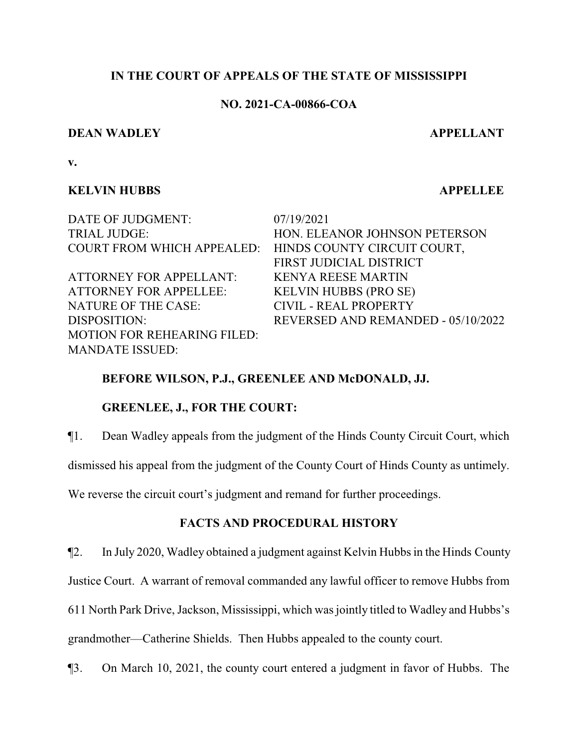**IN THE COURT OF APPEALS OF THE STATE OF MISSISSIPPI**

**NO. 2021-CA-00866-COA**

**DEAN WADLEY** **APPELLANT**

**v.**

**KELVIN HUBBS** **APPELLEE**

| | |
|---|---|
| DATE OF JUDGMENT: | 07/19/2021 |
| TRIAL JUDGE: | HON. ELEANOR JOHNSON PETERSON |
| COURT FROM WHICH APPEALED: | HINDS COUNTY CIRCUIT COURT, FIRST JUDICIAL DISTRICT |
| ATTORNEY FOR APPELLANT: | KENYA REESE MARTIN |
| ATTORNEY FOR APPELLEE: | KELVIN HUBBS (PRO SE) |
| NATURE OF THE CASE: | CIVIL - REAL PROPERTY |
| DISPOSITION: | REVERSED AND REMANDED - 05/10/2022 |
| MOTION FOR REHEARING FILED: | |
| MANDATE ISSUED: | |

**BEFORE WILSON, P.J., GREENLEE AND McDONALD, JJ.**

**GREENLEE, J., FOR THE COURT:**

¶1. Dean Wadley appeals from the judgment of the Hinds County Circuit Court, which dismissed his appeal from the judgment of the County Court of Hinds County as untimely. We reverse the circuit court's judgment and remand for further proceedings.

## FACTS AND PROCEDURAL HISTORY

¶2. In July 2020, Wadley obtained a judgment against Kelvin Hubbs in the Hinds County Justice Court. A warrant of removal commanded any lawful officer to remove Hubbs from 611 North Park Drive, Jackson, Mississippi, which was jointly titled to Wadley and Hubbs's grandmother—Catherine Shields. Then Hubbs appealed to the county court.

¶3. On March 10, 2021, the county court entered a judgment in favor of Hubbs. The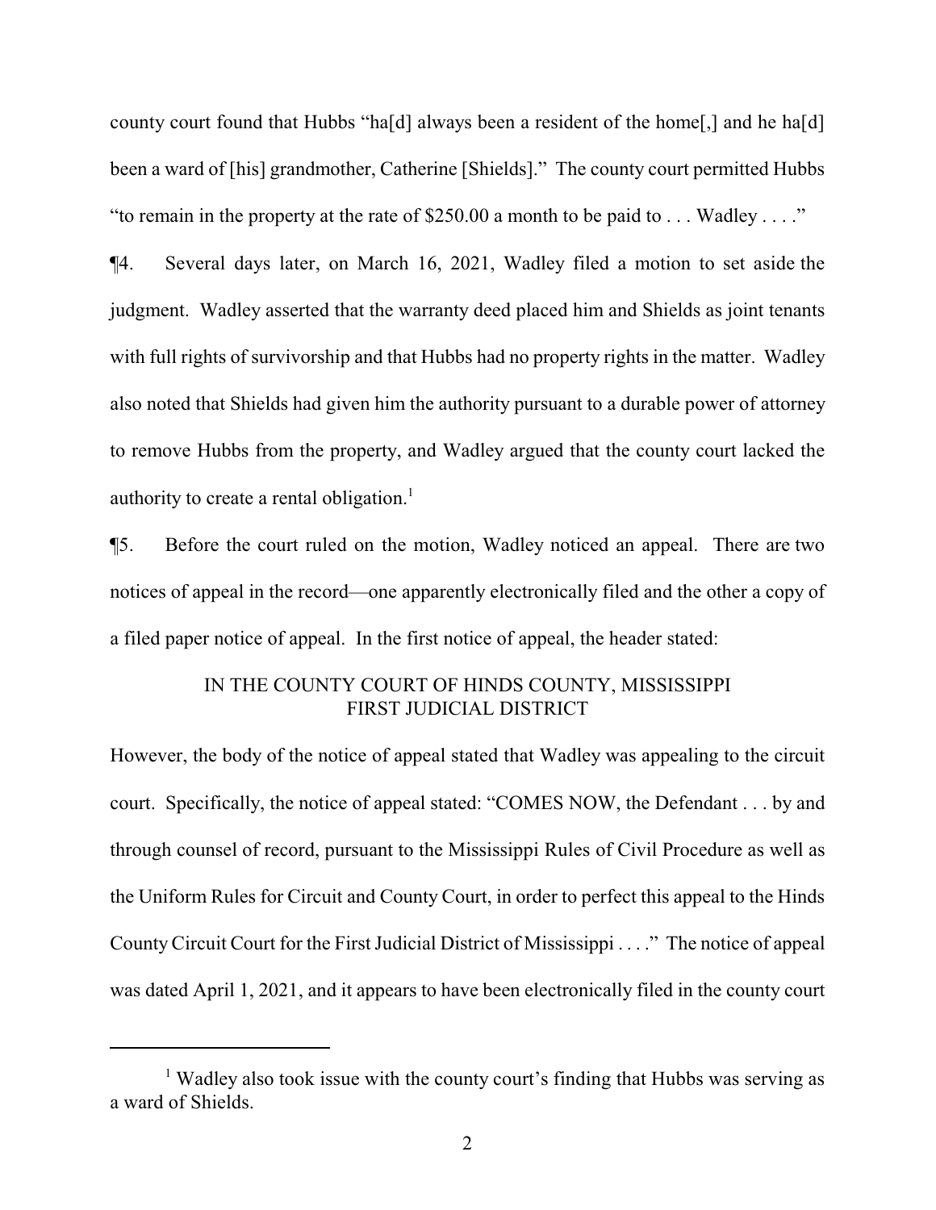county court found that Hubbs "ha[d] always been a resident of the home[,] and he ha[d] been a ward of [his] grandmother, Catherine [Shields]." The county court permitted Hubbs "to remain in the property at the rate of $250.00 a month to be paid to . . . Wadley . . . ."

¶4. Several days later, on March 16, 2021, Wadley filed a motion to set aside the judgment. Wadley asserted that the warranty deed placed him and Shields as joint tenants with full rights of survivorship and that Hubbs had no property rights in the matter. Wadley also noted that Shields had given him the authority pursuant to a durable power of attorney to remove Hubbs from the property, and Wadley argued that the county court lacked the authority to create a rental obligation.[1]

¶5. Before the court ruled on the motion, Wadley noticed an appeal. There are two notices of appeal in the record—one apparently electronically filed and the other a copy of a filed paper notice of appeal. In the first notice of appeal, the header stated:

IN THE COUNTY COURT OF HINDS COUNTY, MISSISSIPPI
FIRST JUDICIAL DISTRICT

However, the body of the notice of appeal stated that Wadley was appealing to the circuit court. Specifically, the notice of appeal stated: "COMES NOW, the Defendant . . . by and through counsel of record, pursuant to the Mississippi Rules of Civil Procedure as well as the Uniform Rules for Circuit and County Court, in order to perfect this appeal to the Hinds County Circuit Court for the First Judicial District of Mississippi . . . ." The notice of appeal was dated April 1, 2021, and it appears to have been electronically filed in the county court

[1] Wadley also took issue with the county court's finding that Hubbs was serving as a ward of Shields.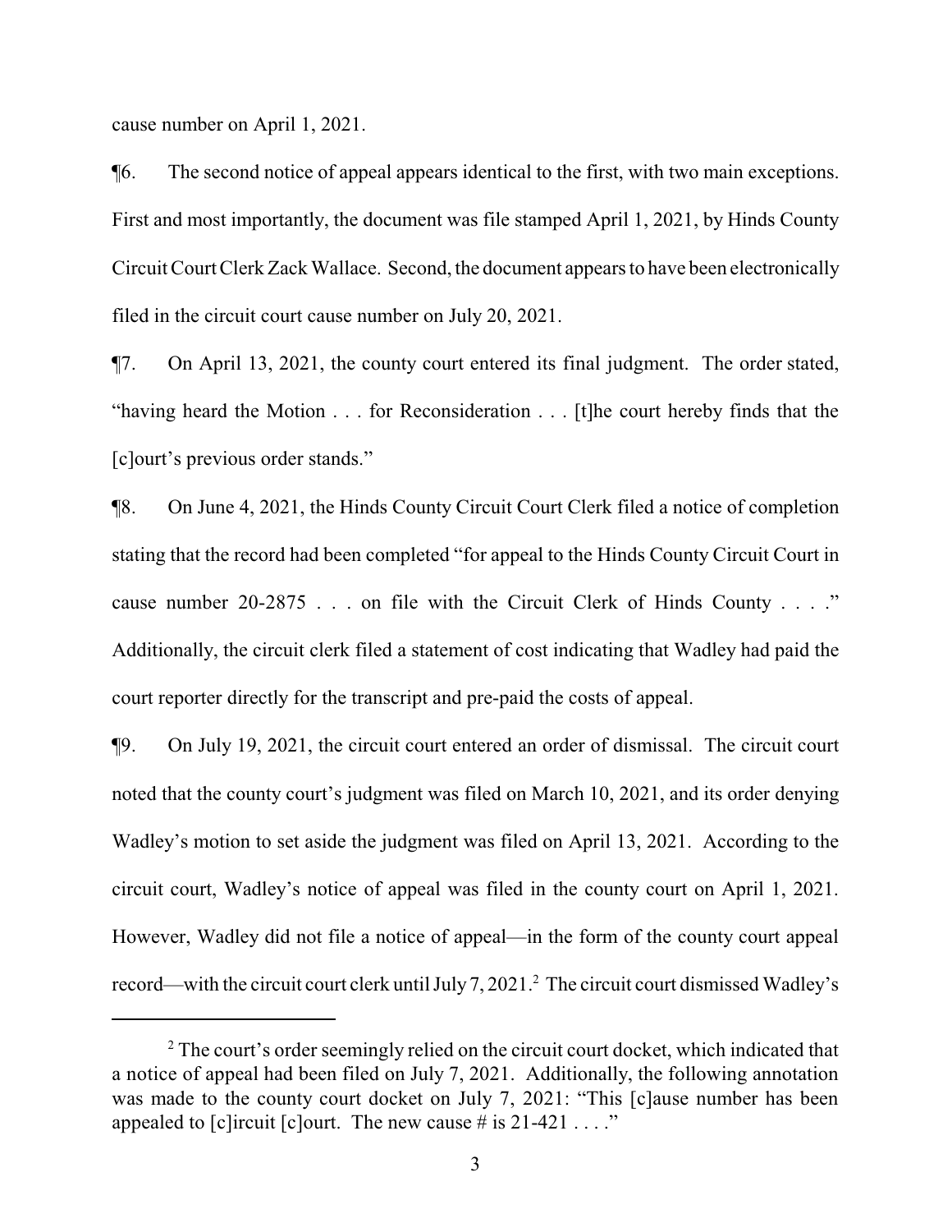cause number on April 1, 2021.

¶6. The second notice of appeal appears identical to the first, with two main exceptions. First and most importantly, the document was file stamped April 1, 2021, by Hinds County Circuit Court Clerk Zack Wallace. Second, the document appears to have been electronically filed in the circuit court cause number on July 20, 2021.

¶7. On April 13, 2021, the county court entered its final judgment. The order stated, "having heard the Motion . . . for Reconsideration . . . [t]he court hereby finds that the [c]ourt's previous order stands."

¶8. On June 4, 2021, the Hinds County Circuit Court Clerk filed a notice of completion stating that the record had been completed "for appeal to the Hinds County Circuit Court in cause number 20-2875 . . . on file with the Circuit Clerk of Hinds County . . . ." Additionally, the circuit clerk filed a statement of cost indicating that Wadley had paid the court reporter directly for the transcript and pre-paid the costs of appeal.

¶9. On July 19, 2021, the circuit court entered an order of dismissal. The circuit court noted that the county court's judgment was filed on March 10, 2021, and its order denying Wadley's motion to set aside the judgment was filed on April 13, 2021. According to the circuit court, Wadley's notice of appeal was filed in the county court on April 1, 2021. However, Wadley did not file a notice of appeal—in the form of the county court appeal record—with the circuit court clerk until July 7, 2021.[2] The circuit court dismissed Wadley's

[2] The court's order seemingly relied on the circuit court docket, which indicated that a notice of appeal had been filed on July 7, 2021. Additionally, the following annotation was made to the county court docket on July 7, 2021: "This [c]ause number has been appealed to [c]ircuit [c]ourt. The new cause # is 21-421 . . . ."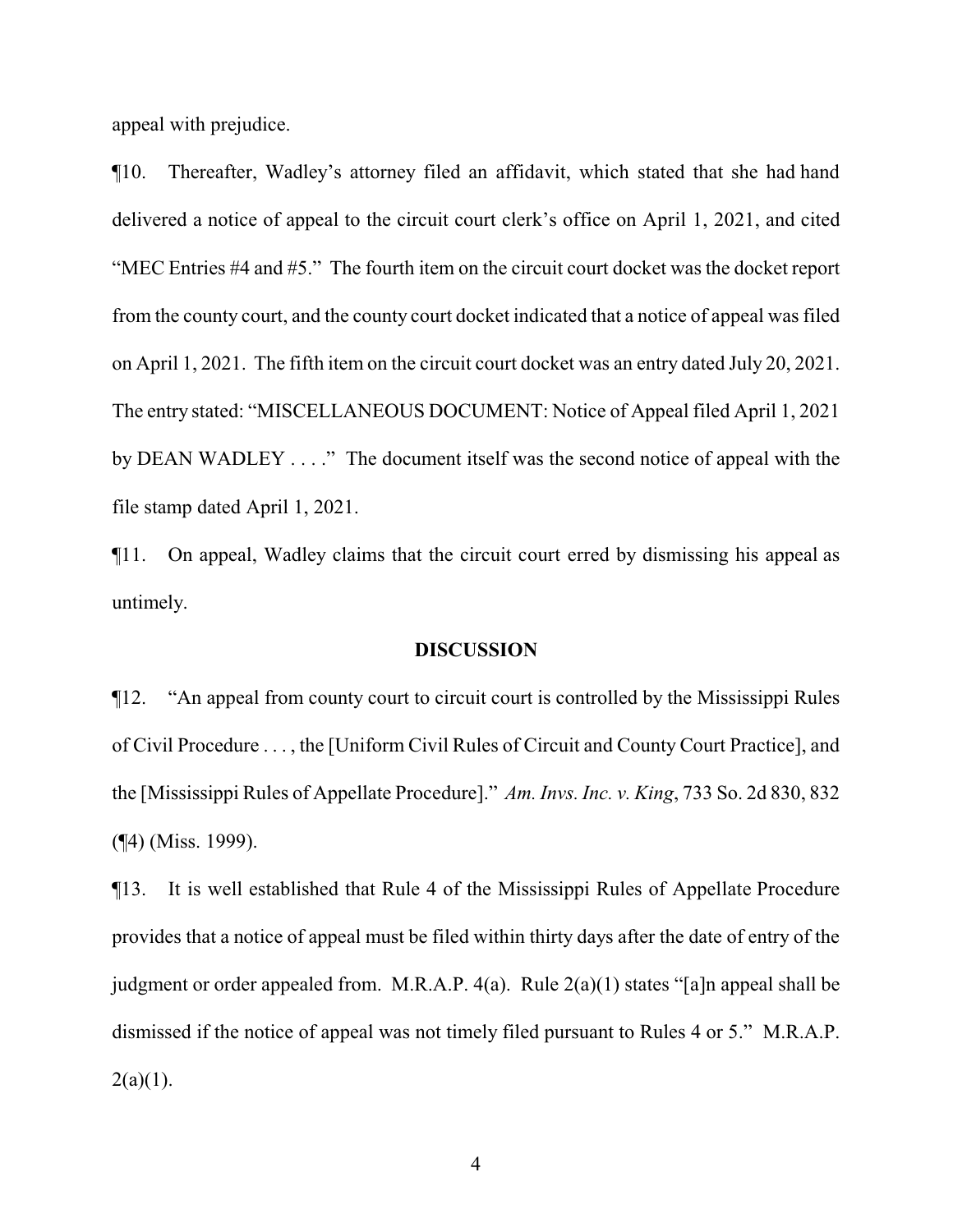appeal with prejudice.

¶10. Thereafter, Wadley's attorney filed an affidavit, which stated that she had hand delivered a notice of appeal to the circuit court clerk's office on April 1, 2021, and cited "MEC Entries #4 and #5." The fourth item on the circuit court docket was the docket report from the county court, and the county court docket indicated that a notice of appeal was filed on April 1, 2021. The fifth item on the circuit court docket was an entry dated July 20, 2021. The entry stated: "MISCELLANEOUS DOCUMENT: Notice of Appeal filed April 1, 2021 by DEAN WADLEY . . . ." The document itself was the second notice of appeal with the file stamp dated April 1, 2021.

¶11. On appeal, Wadley claims that the circuit court erred by dismissing his appeal as untimely.

## DISCUSSION

¶12. "An appeal from county court to circuit court is controlled by the Mississippi Rules of Civil Procedure . . . , the [Uniform Civil Rules of Circuit and County Court Practice], and the [Mississippi Rules of Appellate Procedure]." *Am. Invs. Inc. v. King*, 733 So. 2d 830, 832 (¶4) (Miss. 1999).

¶13. It is well established that Rule 4 of the Mississippi Rules of Appellate Procedure provides that a notice of appeal must be filed within thirty days after the date of entry of the judgment or order appealed from. M.R.A.P. 4(a). Rule 2(a)(1) states "[a]n appeal shall be dismissed if the notice of appeal was not timely filed pursuant to Rules 4 or 5." M.R.A.P. 2(a)(1).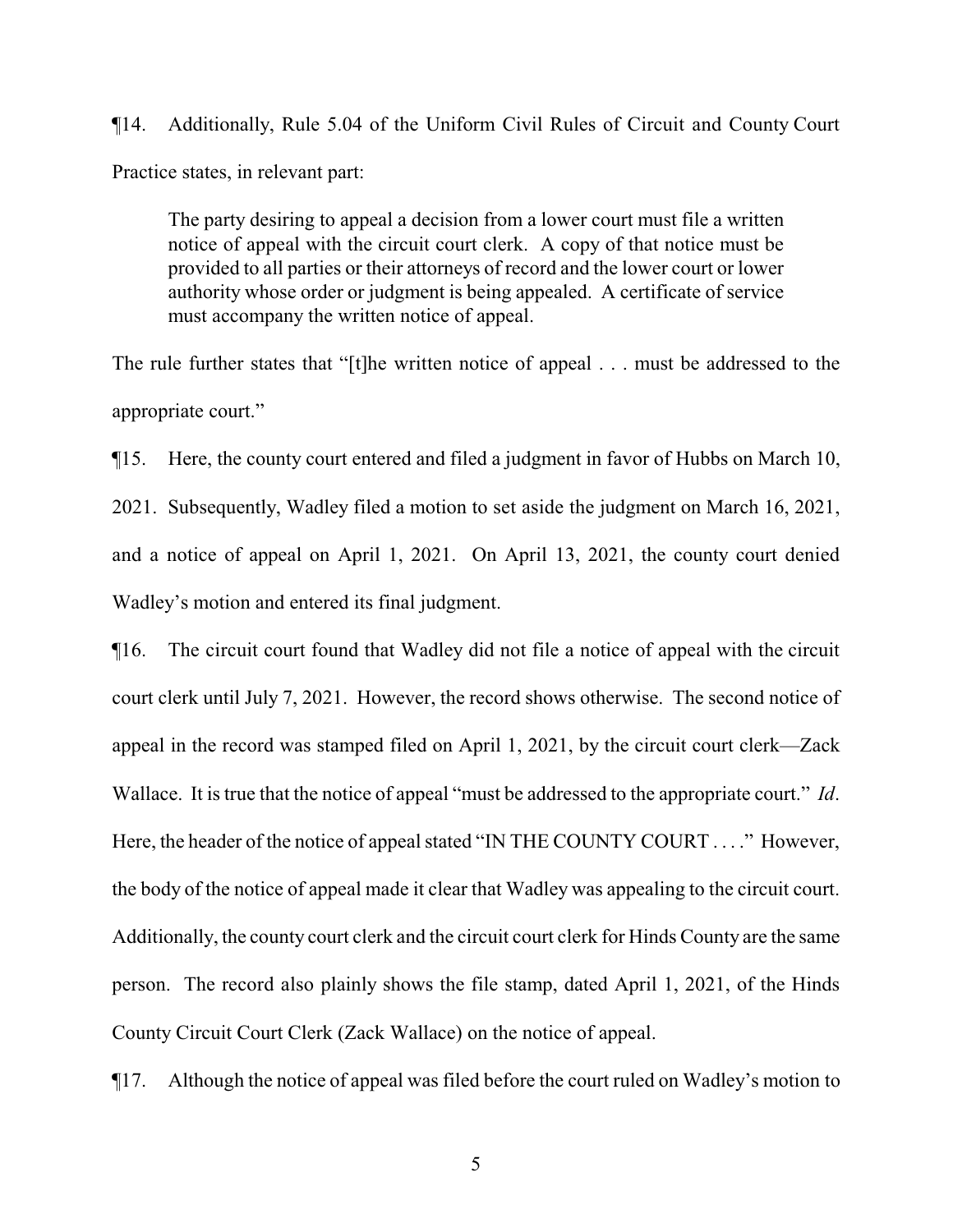¶14. Additionally, Rule 5.04 of the Uniform Civil Rules of Circuit and County Court Practice states, in relevant part:

> The party desiring to appeal a decision from a lower court must file a written notice of appeal with the circuit court clerk. A copy of that notice must be provided to all parties or their attorneys of record and the lower court or lower authority whose order or judgment is being appealed. A certificate of service must accompany the written notice of appeal.

The rule further states that "[t]he written notice of appeal . . . must be addressed to the appropriate court."

¶15. Here, the county court entered and filed a judgment in favor of Hubbs on March 10, 2021. Subsequently, Wadley filed a motion to set aside the judgment on March 16, 2021, and a notice of appeal on April 1, 2021. On April 13, 2021, the county court denied Wadley's motion and entered its final judgment.

¶16. The circuit court found that Wadley did not file a notice of appeal with the circuit court clerk until July 7, 2021. However, the record shows otherwise. The second notice of appeal in the record was stamped filed on April 1, 2021, by the circuit court clerk—Zack Wallace. It is true that the notice of appeal "must be addressed to the appropriate court." *Id*. Here, the header of the notice of appeal stated "IN THE COUNTY COURT . . . ." However, the body of the notice of appeal made it clear that Wadley was appealing to the circuit court. Additionally, the county court clerk and the circuit court clerk for Hinds County are the same person. The record also plainly shows the file stamp, dated April 1, 2021, of the Hinds County Circuit Court Clerk (Zack Wallace) on the notice of appeal.

¶17. Although the notice of appeal was filed before the court ruled on Wadley's motion to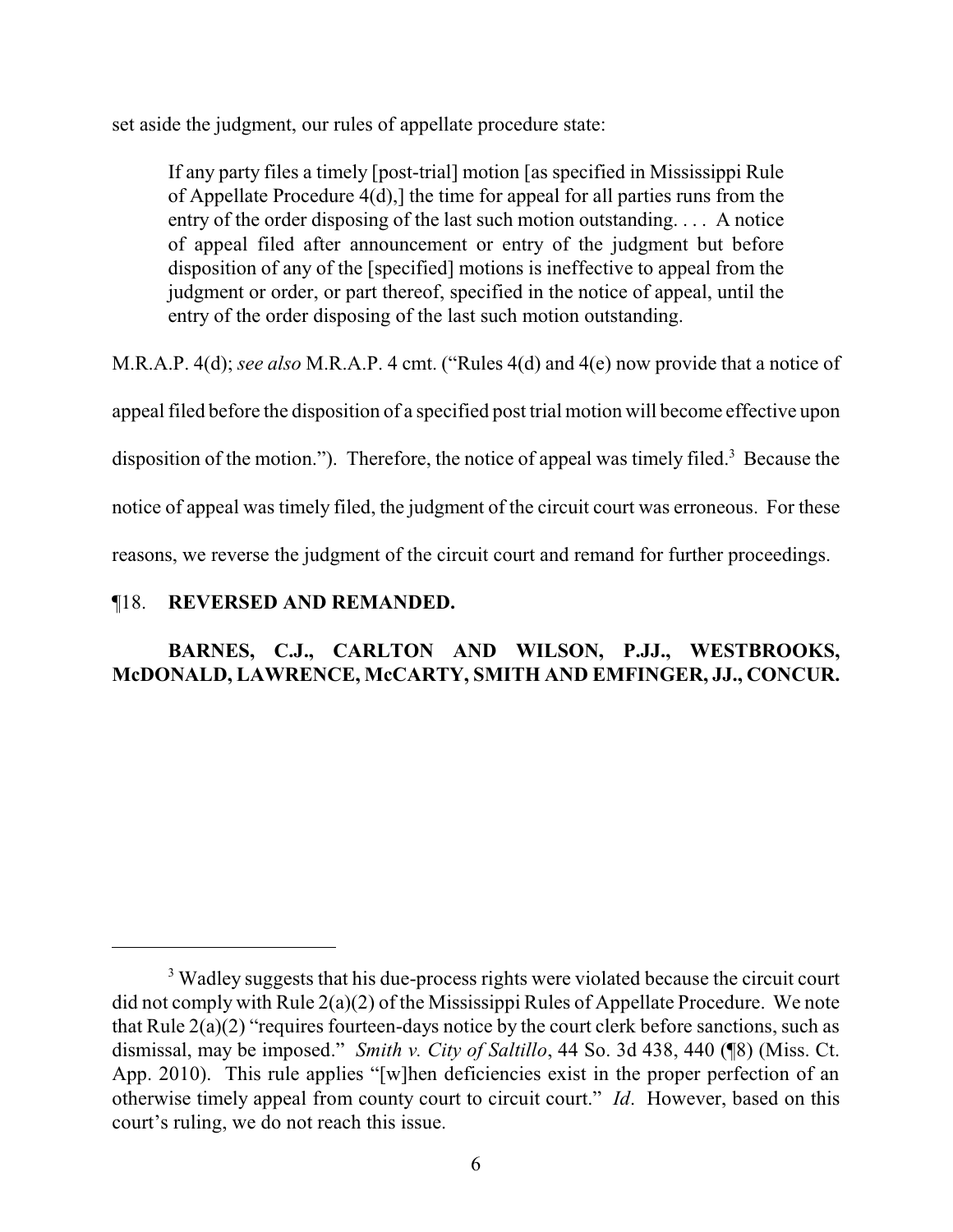set aside the judgment, our rules of appellate procedure state:

> If any party files a timely [post-trial] motion [as specified in Mississippi Rule of Appellate Procedure 4(d),] the time for appeal for all parties runs from the entry of the order disposing of the last such motion outstanding. . . . A notice of appeal filed after announcement or entry of the judgment but before disposition of any of the [specified] motions is ineffective to appeal from the judgment or order, or part thereof, specified in the notice of appeal, until the entry of the order disposing of the last such motion outstanding.

M.R.A.P. 4(d); *see also* M.R.A.P. 4 cmt. ("Rules 4(d) and 4(e) now provide that a notice of appeal filed before the disposition of a specified post trial motion will become effective upon disposition of the motion."). Therefore, the notice of appeal was timely filed.[3] Because the notice of appeal was timely filed, the judgment of the circuit court was erroneous. For these reasons, we reverse the judgment of the circuit court and remand for further proceedings.

¶18. **REVERSED AND REMANDED.**

**BARNES, C.J., CARLTON AND WILSON, P.JJ., WESTBROOKS, McDONALD, LAWRENCE, McCARTY, SMITH AND EMFINGER, JJ., CONCUR.**

---

[3] Wadley suggests that his due-process rights were violated because the circuit court did not comply with Rule 2(a)(2) of the Mississippi Rules of Appellate Procedure. We note that Rule 2(a)(2) "requires fourteen-days notice by the court clerk before sanctions, such as dismissal, may be imposed." *Smith v. City of Saltillo*, 44 So. 3d 438, 440 (¶8) (Miss. Ct. App. 2010). This rule applies "[w]hen deficiencies exist in the proper perfection of an otherwise timely appeal from county court to circuit court." *Id*. However, based on this court's ruling, we do not reach this issue.